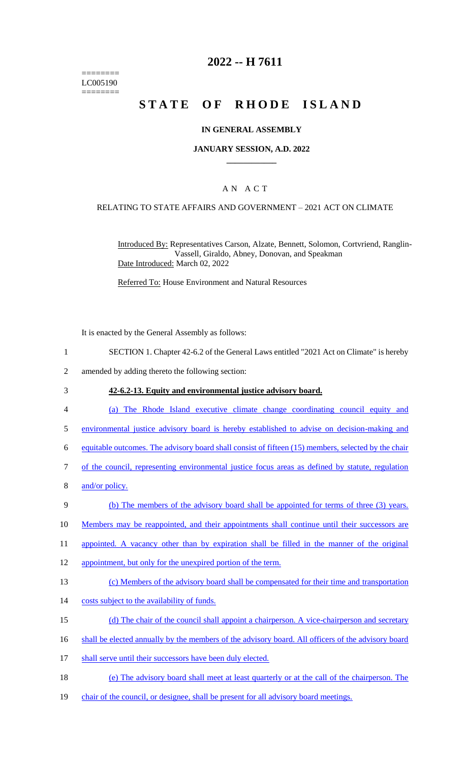========
LC005190
========

# 2022 -- H 7611

# STATE OF RHODE ISLAND

## IN GENERAL ASSEMBLY

### JANUARY SESSION, A.D. 2022

### A N A C T

RELATING TO STATE AFFAIRS AND GOVERNMENT – 2021 ACT ON CLIMATE

Introduced By: Representatives Carson, Alzate, Bennett, Solomon, Cortvriend, Ranglin-Vassell, Giraldo, Abney, Donovan, and Speakman

Date Introduced: March 02, 2022

Referred To: House Environment and Natural Resources

It is enacted by the General Assembly as follows:

1 SECTION 1. Chapter 42-6.2 of the General Laws entitled "2021 Act on Climate" is hereby
2 amended by adding thereto the following section:

3 **42-6.2-13. Equity and environmental justice advisory board.**

4 (a) The Rhode Island executive climate change coordinating council equity and
5 environmental justice advisory board is hereby established to advise on decision-making and
6 equitable outcomes. The advisory board shall consist of fifteen (15) members, selected by the chair
7 of the council, representing environmental justice focus areas as defined by statute, regulation
8 and/or policy.

9 (b) The members of the advisory board shall be appointed for terms of three (3) years.
10 Members may be reappointed, and their appointments shall continue until their successors are
11 appointed. A vacancy other than by expiration shall be filled in the manner of the original
12 appointment, but only for the unexpired portion of the term.

13 (c) Members of the advisory board shall be compensated for their time and transportation
14 costs subject to the availability of funds.

15 (d) The chair of the council shall appoint a chairperson. A vice-chairperson and secretary
16 shall be elected annually by the members of the advisory board. All officers of the advisory board
17 shall serve until their successors have been duly elected.

18 (e) The advisory board shall meet at least quarterly or at the call of the chairperson. The
19 chair of the council, or designee, shall be present for all advisory board meetings.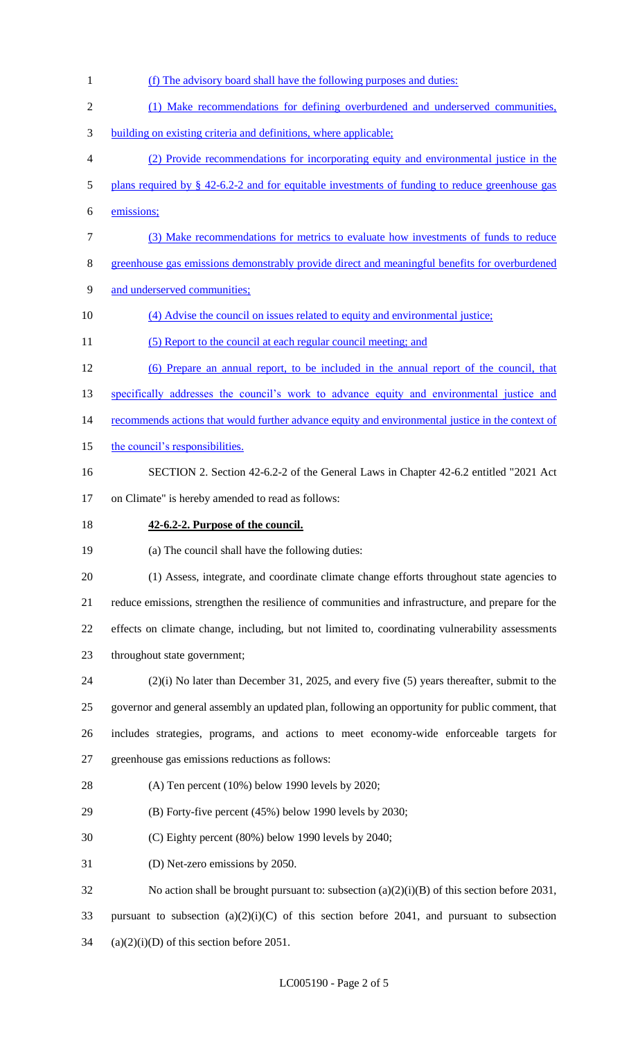(f) The advisory board shall have the following purposes and duties:

(1) Make recommendations for defining overburdened and underserved communities, building on existing criteria and definitions, where applicable;

(2) Provide recommendations for incorporating equity and environmental justice in the plans required by § 42-6.2-2 and for equitable investments of funding to reduce greenhouse gas emissions;

(3) Make recommendations for metrics to evaluate how investments of funds to reduce greenhouse gas emissions demonstrably provide direct and meaningful benefits for overburdened and underserved communities;

(4) Advise the council on issues related to equity and environmental justice;

(5) Report to the council at each regular council meeting; and

(6) Prepare an annual report, to be included in the annual report of the council, that specifically addresses the council's work to advance equity and environmental justice and recommends actions that would further advance equity and environmental justice in the context of the council's responsibilities.

SECTION 2. Section 42-6.2-2 of the General Laws in Chapter 42-6.2 entitled "2021 Act on Climate" is hereby amended to read as follows:

**42-6.2-2. Purpose of the council.**

(a) The council shall have the following duties:

(1) Assess, integrate, and coordinate climate change efforts throughout state agencies to reduce emissions, strengthen the resilience of communities and infrastructure, and prepare for the effects on climate change, including, but not limited to, coordinating vulnerability assessments throughout state government;

(2)(i) No later than December 31, 2025, and every five (5) years thereafter, submit to the governor and general assembly an updated plan, following an opportunity for public comment, that includes strategies, programs, and actions to meet economy-wide enforceable targets for greenhouse gas emissions reductions as follows:

(A) Ten percent (10%) below 1990 levels by 2020;

(B) Forty-five percent (45%) below 1990 levels by 2030;

(C) Eighty percent (80%) below 1990 levels by 2040;

(D) Net-zero emissions by 2050.

No action shall be brought pursuant to: subsection (a)(2)(i)(B) of this section before 2031, pursuant to subsection (a)(2)(i)(C) of this section before 2041, and pursuant to subsection (a)(2)(i)(D) of this section before 2051.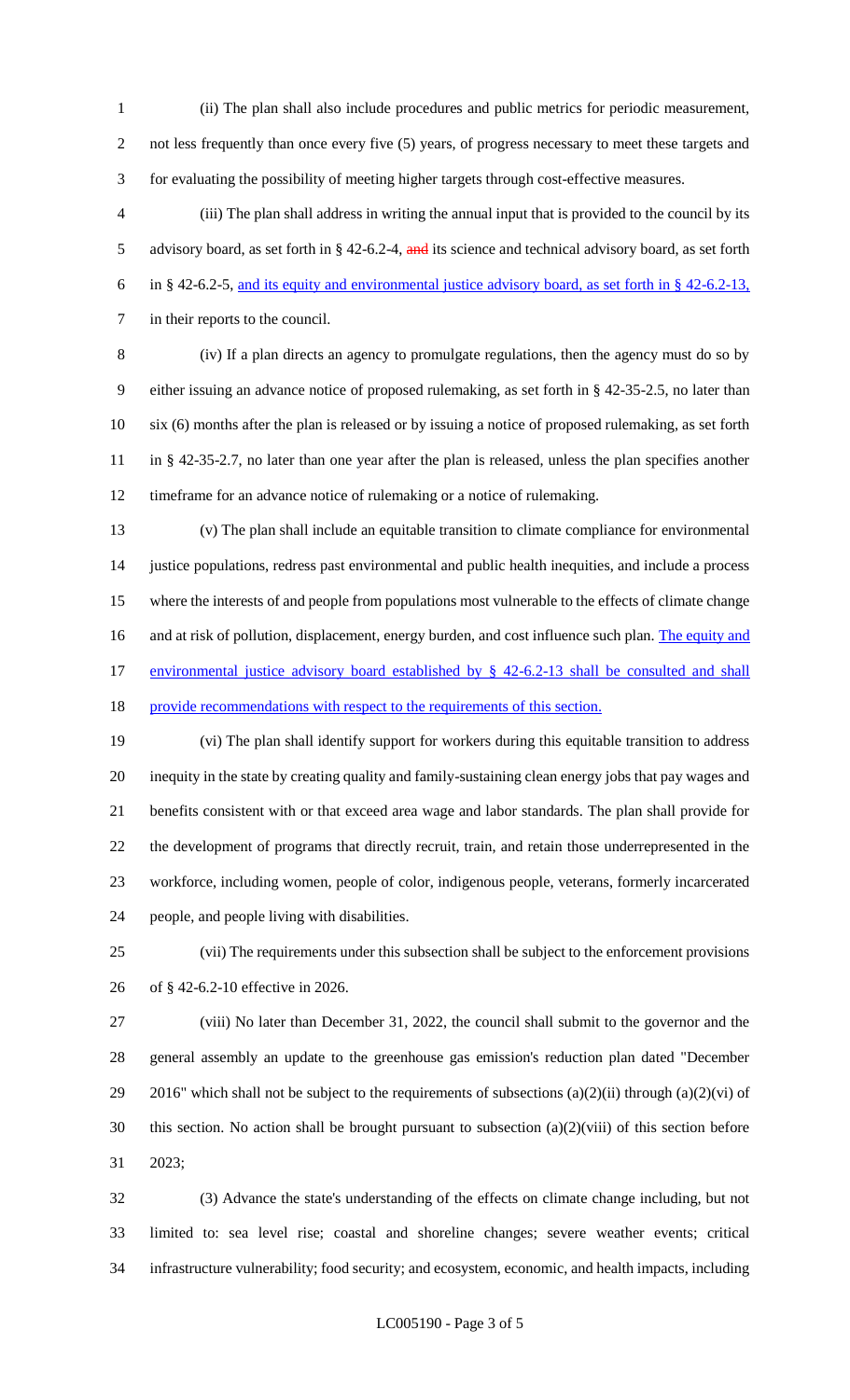(ii) The plan shall also include procedures and public metrics for periodic measurement, not less frequently than once every five (5) years, of progress necessary to meet these targets and for evaluating the possibility of meeting higher targets through cost-effective measures.

(iii) The plan shall address in writing the annual input that is provided to the council by its advisory board, as set forth in § 42-6.2-4, and its science and technical advisory board, as set forth in § 42-6.2-5, and its equity and environmental justice advisory board, as set forth in § 42-6.2-13, in their reports to the council.

(iv) If a plan directs an agency to promulgate regulations, then the agency must do so by either issuing an advance notice of proposed rulemaking, as set forth in § 42-35-2.5, no later than six (6) months after the plan is released or by issuing a notice of proposed rulemaking, as set forth in § 42-35-2.7, no later than one year after the plan is released, unless the plan specifies another timeframe for an advance notice of rulemaking or a notice of rulemaking.

(v) The plan shall include an equitable transition to climate compliance for environmental justice populations, redress past environmental and public health inequities, and include a process where the interests of and people from populations most vulnerable to the effects of climate change and at risk of pollution, displacement, energy burden, and cost influence such plan. The equity and environmental justice advisory board established by § 42-6.2-13 shall be consulted and shall provide recommendations with respect to the requirements of this section.

(vi) The plan shall identify support for workers during this equitable transition to address inequity in the state by creating quality and family-sustaining clean energy jobs that pay wages and benefits consistent with or that exceed area wage and labor standards. The plan shall provide for the development of programs that directly recruit, train, and retain those underrepresented in the workforce, including women, people of color, indigenous people, veterans, formerly incarcerated people, and people living with disabilities.

(vii) The requirements under this subsection shall be subject to the enforcement provisions of § 42-6.2-10 effective in 2026.

(viii) No later than December 31, 2022, the council shall submit to the governor and the general assembly an update to the greenhouse gas emission's reduction plan dated "December 2016" which shall not be subject to the requirements of subsections (a)(2)(ii) through (a)(2)(vi) of this section. No action shall be brought pursuant to subsection (a)(2)(viii) of this section before 2023;

(3) Advance the state's understanding of the effects on climate change including, but not limited to: sea level rise; coastal and shoreline changes; severe weather events; critical infrastructure vulnerability; food security; and ecosystem, economic, and health impacts, including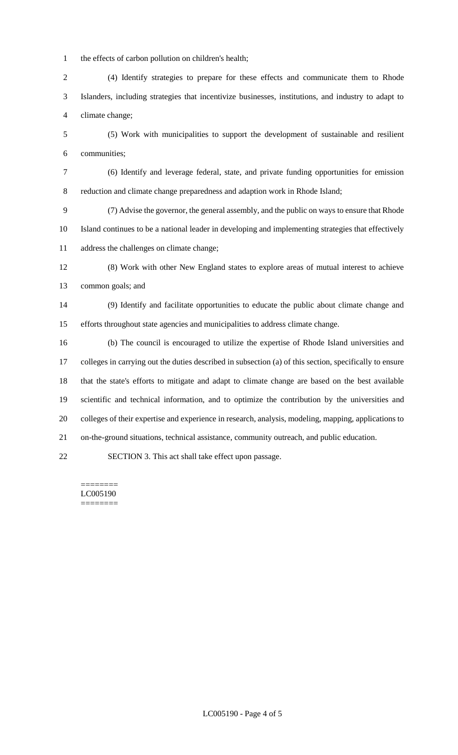the effects of carbon pollution on children's health;

(4) Identify strategies to prepare for these effects and communicate them to Rhode Islanders, including strategies that incentivize businesses, institutions, and industry to adapt to climate change;

(5) Work with municipalities to support the development of sustainable and resilient communities;

(6) Identify and leverage federal, state, and private funding opportunities for emission reduction and climate change preparedness and adaption work in Rhode Island;

(7) Advise the governor, the general assembly, and the public on ways to ensure that Rhode Island continues to be a national leader in developing and implementing strategies that effectively address the challenges on climate change;

(8) Work with other New England states to explore areas of mutual interest to achieve common goals; and

(9) Identify and facilitate opportunities to educate the public about climate change and efforts throughout state agencies and municipalities to address climate change.

(b) The council is encouraged to utilize the expertise of Rhode Island universities and colleges in carrying out the duties described in subsection (a) of this section, specifically to ensure that the state's efforts to mitigate and adapt to climate change are based on the best available scientific and technical information, and to optimize the contribution by the universities and colleges of their expertise and experience in research, analysis, modeling, mapping, applications to on-the-ground situations, technical assistance, community outreach, and public education.

SECTION 3. This act shall take effect upon passage.

========
LC005190
========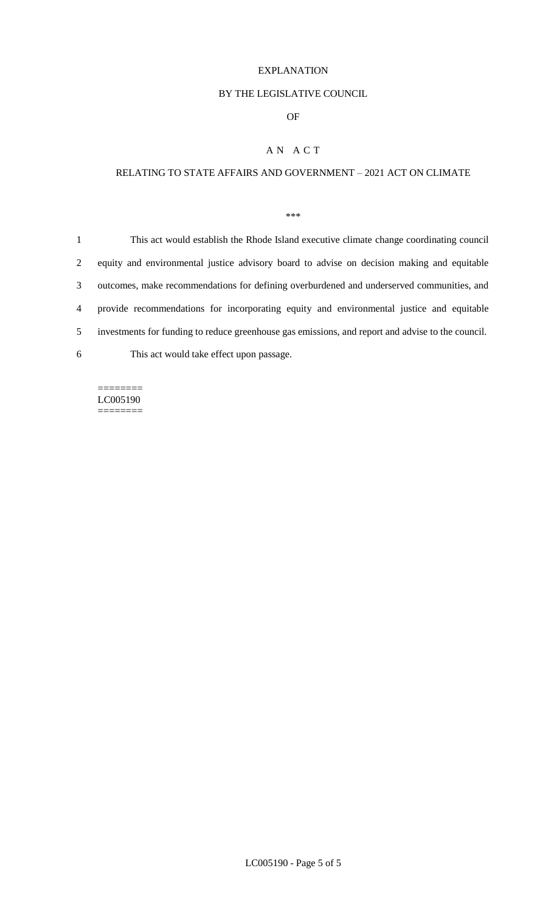EXPLANATION

BY THE LEGISLATIVE COUNCIL

OF

A N A C T

RELATING TO STATE AFFAIRS AND GOVERNMENT – 2021 ACT ON CLIMATE

\*\*\*

1 This act would establish the Rhode Island executive climate change coordinating council
2 equity and environmental justice advisory board to advise on decision making and equitable
3 outcomes, make recommendations for defining overburdened and underserved communities, and
4 provide recommendations for incorporating equity and environmental justice and equitable
5 investments for funding to reduce greenhouse gas emissions, and report and advise to the council.
6 This act would take effect upon passage.

========
LC005190
========